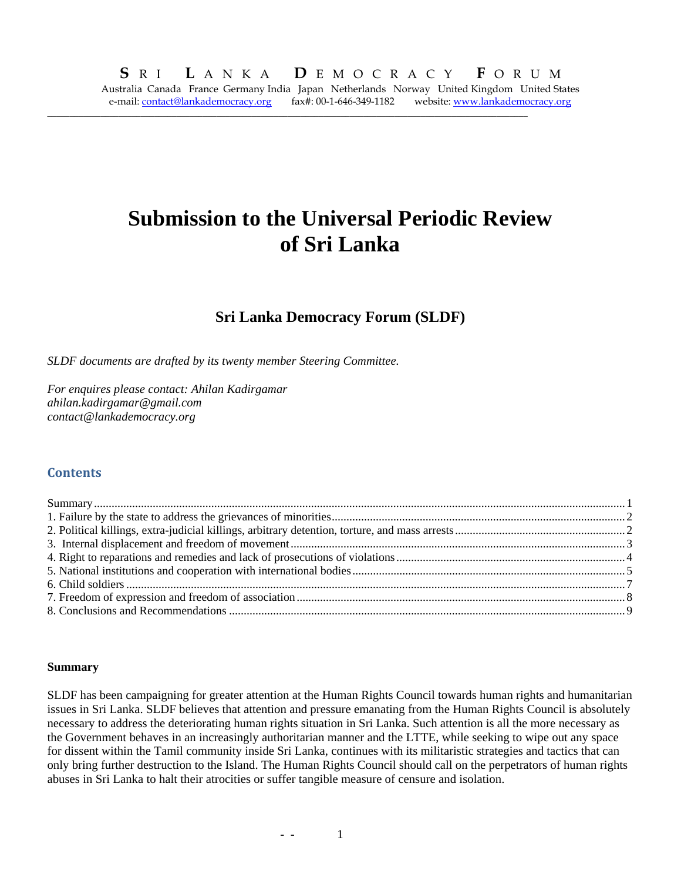**S R I L A N K A D E M O C R A C Y F O R U M**

Australia Canada France Germany India Japan Netherlands Norway United Kingdom United States
e-mail: contact@lankademocracy.org fax#: 00-1-646-349-1182 website: www.lankademocracy.org

# Submission to the Universal Periodic Review of Sri Lanka

## Sri Lanka Democracy Forum (SLDF)

*SLDF documents are drafted by its twenty member Steering Committee.*

*For enquires please contact: Ahilan Kadirgamar*
*ahilan.kadirgamar@gmail.com*
*contact@lankademocracy.org*

### Contents

- Summary ........ 1
- 1. Failure by the state to address the grievances of minorities ........ 2
- 2. Political killings, extra-judicial killings, arbitrary detention, torture, and mass arrests ........ 2
- 3. Internal displacement and freedom of movement ........ 3
- 4. Right to reparations and remedies and lack of prosecutions of violations ........ 4
- 5. National institutions and cooperation with international bodies ........ 5
- 6. Child soldiers ........ 7
- 7. Freedom of expression and freedom of association ........ 8
- 8. Conclusions and Recommendations ........ 9

**Summary**

SLDF has been campaigning for greater attention at the Human Rights Council towards human rights and humanitarian issues in Sri Lanka. SLDF believes that attention and pressure emanating from the Human Rights Council is absolutely necessary to address the deteriorating human rights situation in Sri Lanka. Such attention is all the more necessary as the Government behaves in an increasingly authoritarian manner and the LTTE, while seeking to wipe out any space for dissent within the Tamil community inside Sri Lanka, continues with its militaristic strategies and tactics that can only bring further destruction to the Island. The Human Rights Council should call on the perpetrators of human rights abuses in Sri Lanka to halt their atrocities or suffer tangible measure of censure and isolation.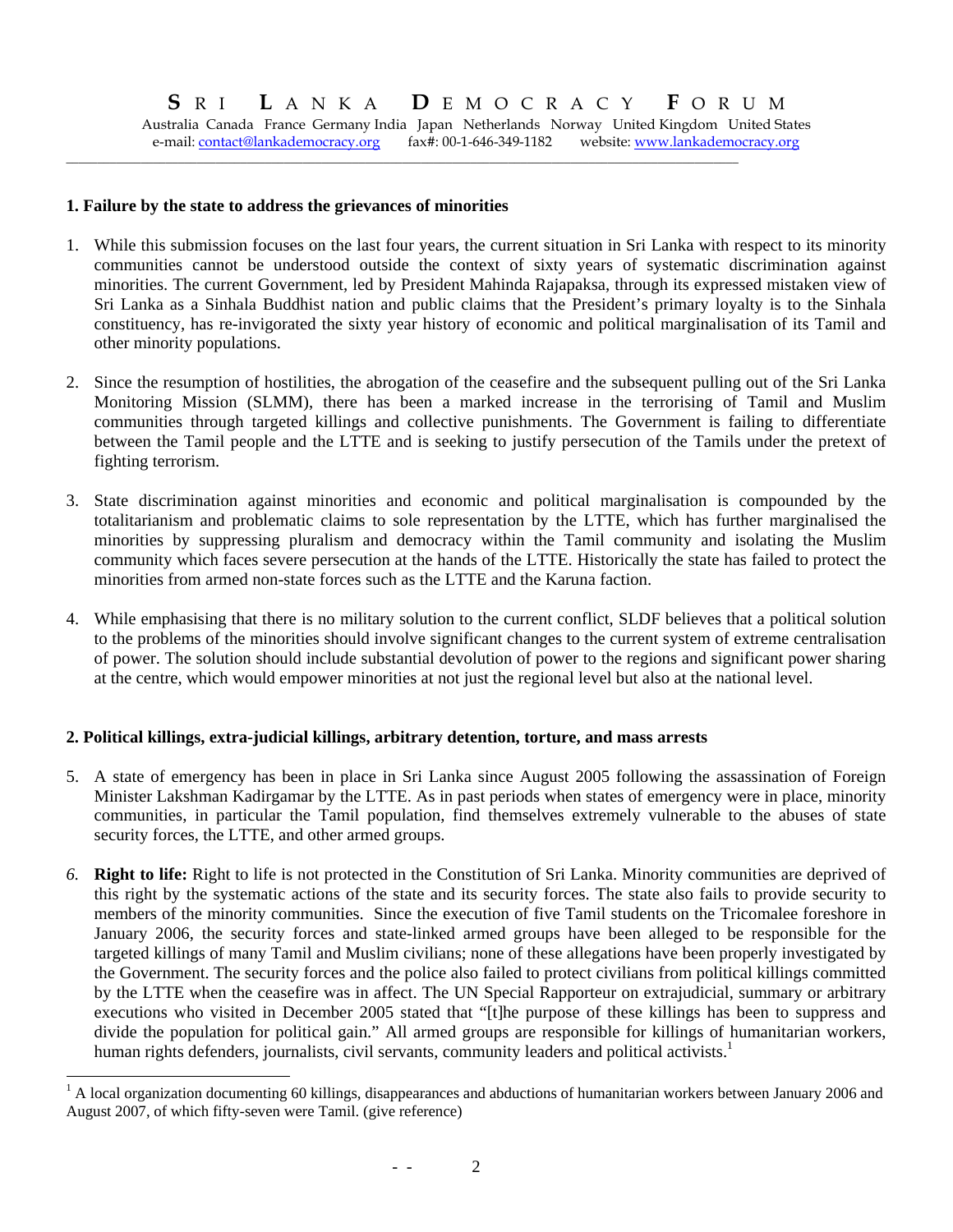# SRI LANKA DEMOCRACY FORUM

Australia Canada France Germany India Japan Netherlands Norway United Kingdom United States
e-mail: contact@lankademocracy.org fax#: 00-1-646-349-1182 website: www.lankademocracy.org

## 1. Failure by the state to address the grievances of minorities

1. While this submission focuses on the last four years, the current situation in Sri Lanka with respect to its minority communities cannot be understood outside the context of sixty years of systematic discrimination against minorities. The current Government, led by President Mahinda Rajapaksa, through its expressed mistaken view of Sri Lanka as a Sinhala Buddhist nation and public claims that the President's primary loyalty is to the Sinhala constituency, has re-invigorated the sixty year history of economic and political marginalisation of its Tamil and other minority populations.

2. Since the resumption of hostilities, the abrogation of the ceasefire and the subsequent pulling out of the Sri Lanka Monitoring Mission (SLMM), there has been a marked increase in the terrorising of Tamil and Muslim communities through targeted killings and collective punishments. The Government is failing to differentiate between the Tamil people and the LTTE and is seeking to justify persecution of the Tamils under the pretext of fighting terrorism.

3. State discrimination against minorities and economic and political marginalisation is compounded by the totalitarianism and problematic claims to sole representation by the LTTE, which has further marginalised the minorities by suppressing pluralism and democracy within the Tamil community and isolating the Muslim community which faces severe persecution at the hands of the LTTE. Historically the state has failed to protect the minorities from armed non-state forces such as the LTTE and the Karuna faction.

4. While emphasising that there is no military solution to the current conflict, SLDF believes that a political solution to the problems of the minorities should involve significant changes to the current system of extreme centralisation of power. The solution should include substantial devolution of power to the regions and significant power sharing at the centre, which would empower minorities at not just the regional level but also at the national level.

## 2. Political killings, extra-judicial killings, arbitrary detention, torture, and mass arrests

5. A state of emergency has been in place in Sri Lanka since August 2005 following the assassination of Foreign Minister Lakshman Kadirgamar by the LTTE. As in past periods when states of emergency were in place, minority communities, in particular the Tamil population, find themselves extremely vulnerable to the abuses of state security forces, the LTTE, and other armed groups.

6. **Right to life:** Right to life is not protected in the Constitution of Sri Lanka. Minority communities are deprived of this right by the systematic actions of the state and its security forces. The state also fails to provide security to members of the minority communities. Since the execution of five Tamil students on the Tricomalee foreshore in January 2006, the security forces and state-linked armed groups have been alleged to be responsible for the targeted killings of many Tamil and Muslim civilians; none of these allegations have been properly investigated by the Government. The security forces and the police also failed to protect civilians from political killings committed by the LTTE when the ceasefire was in affect. The UN Special Rapporteur on extrajudicial, summary or arbitrary executions who visited in December 2005 stated that "[t]he purpose of these killings has been to suppress and divide the population for political gain." All armed groups are responsible for killings of humanitarian workers, human rights defenders, journalists, civil servants, community leaders and political activists.[1]

[1] A local organization documenting 60 killings, disappearances and abductions of humanitarian workers between January 2006 and August 2007, of which fifty-seven were Tamil. (give reference)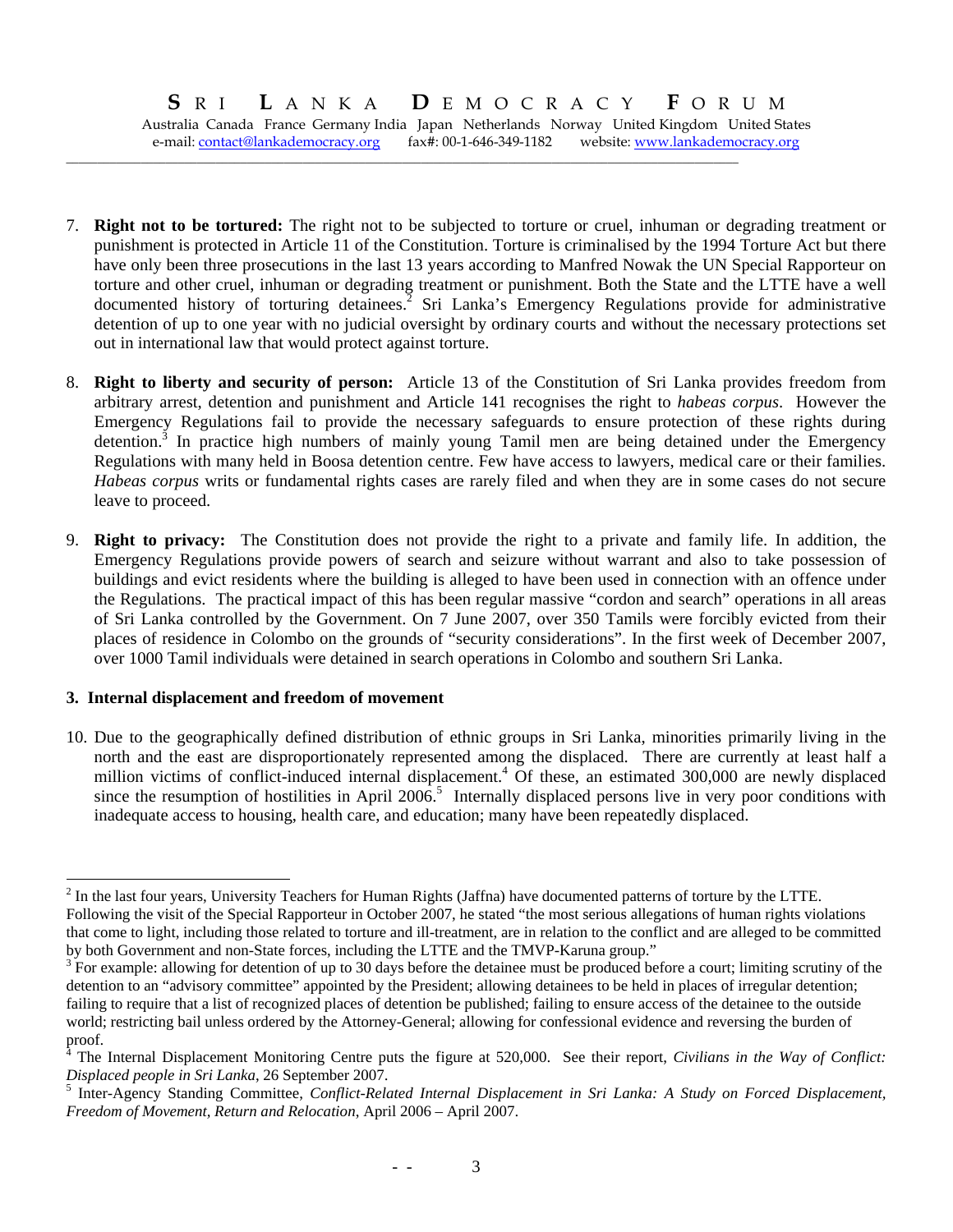7. **Right not to be tortured:** The right not to be subjected to torture or cruel, inhuman or degrading treatment or punishment is protected in Article 11 of the Constitution. Torture is criminalised by the 1994 Torture Act but there have only been three prosecutions in the last 13 years according to Manfred Nowak the UN Special Rapporteur on torture and other cruel, inhuman or degrading treatment or punishment. Both the State and the LTTE have a well documented history of torturing detainees.[2] Sri Lanka's Emergency Regulations provide for administrative detention of up to one year with no judicial oversight by ordinary courts and without the necessary protections set out in international law that would protect against torture.

8. **Right to liberty and security of person:** Article 13 of the Constitution of Sri Lanka provides freedom from arbitrary arrest, detention and punishment and Article 141 recognises the right to *habeas corpus*. However the Emergency Regulations fail to provide the necessary safeguards to ensure protection of these rights during detention.[3] In practice high numbers of mainly young Tamil men are being detained under the Emergency Regulations with many held in Boosa detention centre. Few have access to lawyers, medical care or their families. *Habeas corpus* writs or fundamental rights cases are rarely filed and when they are in some cases do not secure leave to proceed.

9. **Right to privacy:** The Constitution does not provide the right to a private and family life. In addition, the Emergency Regulations provide powers of search and seizure without warrant and also to take possession of buildings and evict residents where the building is alleged to have been used in connection with an offence under the Regulations. The practical impact of this has been regular massive "cordon and search" operations in all areas of Sri Lanka controlled by the Government. On 7 June 2007, over 350 Tamils were forcibly evicted from their places of residence in Colombo on the grounds of "security considerations". In the first week of December 2007, over 1000 Tamil individuals were detained in search operations in Colombo and southern Sri Lanka.

### 3. Internal displacement and freedom of movement

10. Due to the geographically defined distribution of ethnic groups in Sri Lanka, minorities primarily living in the north and the east are disproportionately represented among the displaced. There are currently at least half a million victims of conflict-induced internal displacement.[4] Of these, an estimated 300,000 are newly displaced since the resumption of hostilities in April 2006.[5] Internally displaced persons live in very poor conditions with inadequate access to housing, health care, and education; many have been repeatedly displaced.

---

[2] In the last four years, University Teachers for Human Rights (Jaffna) have documented patterns of torture by the LTTE. Following the visit of the Special Rapporteur in October 2007, he stated "the most serious allegations of human rights violations that come to light, including those related to torture and ill-treatment, are in relation to the conflict and are alleged to be committed by both Government and non-State forces, including the LTTE and the TMVP-Karuna group."

[3] For example: allowing for detention of up to 30 days before the detainee must be produced before a court; limiting scrutiny of the detention to an "advisory committee" appointed by the President; allowing detainees to be held in places of irregular detention; failing to require that a list of recognized places of detention be published; failing to ensure access of the detainee to the outside world; restricting bail unless ordered by the Attorney-General; allowing for confessional evidence and reversing the burden of proof.

[4] The Internal Displacement Monitoring Centre puts the figure at 520,000. See their report, *Civilians in the Way of Conflict: Displaced people in Sri Lanka*, 26 September 2007.

[5] Inter-Agency Standing Committee, *Conflict-Related Internal Displacement in Sri Lanka: A Study on Forced Displacement, Freedom of Movement, Return and Relocation*, April 2006 – April 2007.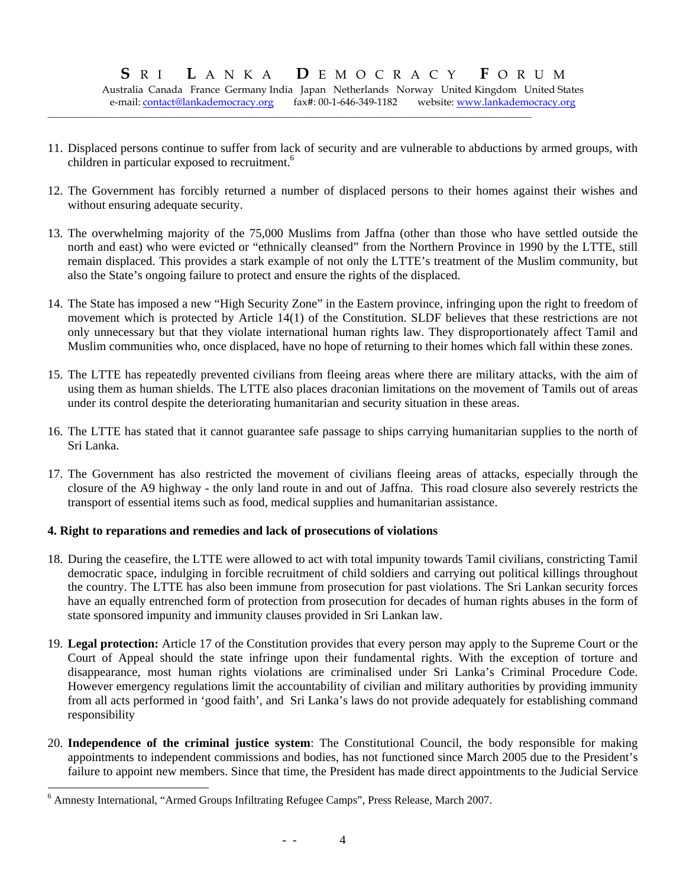11. Displaced persons continue to suffer from lack of security and are vulnerable to abductions by armed groups, with children in particular exposed to recruitment.[6]

12. The Government has forcibly returned a number of displaced persons to their homes against their wishes and without ensuring adequate security.

13. The overwhelming majority of the 75,000 Muslims from Jaffna (other than those who have settled outside the north and east) who were evicted or "ethnically cleansed" from the Northern Province in 1990 by the LTTE, still remain displaced. This provides a stark example of not only the LTTE's treatment of the Muslim community, but also the State's ongoing failure to protect and ensure the rights of the displaced.

14. The State has imposed a new "High Security Zone" in the Eastern province, infringing upon the right to freedom of movement which is protected by Article 14(1) of the Constitution. SLDF believes that these restrictions are not only unnecessary but that they violate international human rights law. They disproportionately affect Tamil and Muslim communities who, once displaced, have no hope of returning to their homes which fall within these zones.

15. The LTTE has repeatedly prevented civilians from fleeing areas where there are military attacks, with the aim of using them as human shields. The LTTE also places draconian limitations on the movement of Tamils out of areas under its control despite the deteriorating humanitarian and security situation in these areas.

16. The LTTE has stated that it cannot guarantee safe passage to ships carrying humanitarian supplies to the north of Sri Lanka.

17. The Government has also restricted the movement of civilians fleeing areas of attacks, especially through the closure of the A9 highway - the only land route in and out of Jaffna. This road closure also severely restricts the transport of essential items such as food, medical supplies and humanitarian assistance.

**4. Right to reparations and remedies and lack of prosecutions of violations**

18. During the ceasefire, the LTTE were allowed to act with total impunity towards Tamil civilians, constricting Tamil democratic space, indulging in forcible recruitment of child soldiers and carrying out political killings throughout the country. The LTTE has also been immune from prosecution for past violations. The Sri Lankan security forces have an equally entrenched form of protection from prosecution for decades of human rights abuses in the form of state sponsored impunity and immunity clauses provided in Sri Lankan law.

19. **Legal protection:** Article 17 of the Constitution provides that every person may apply to the Supreme Court or the Court of Appeal should the state infringe upon their fundamental rights. With the exception of torture and disappearance, most human rights violations are criminalised under Sri Lanka's Criminal Procedure Code. However emergency regulations limit the accountability of civilian and military authorities by providing immunity from all acts performed in 'good faith', and Sri Lanka's laws do not provide adequately for establishing command responsibility

20. **Independence of the criminal justice system**: The Constitutional Council, the body responsible for making appointments to independent commissions and bodies, has not functioned since March 2005 due to the President's failure to appoint new members. Since that time, the President has made direct appointments to the Judicial Service

[6] Amnesty International, "Armed Groups Infiltrating Refugee Camps", Press Release, March 2007.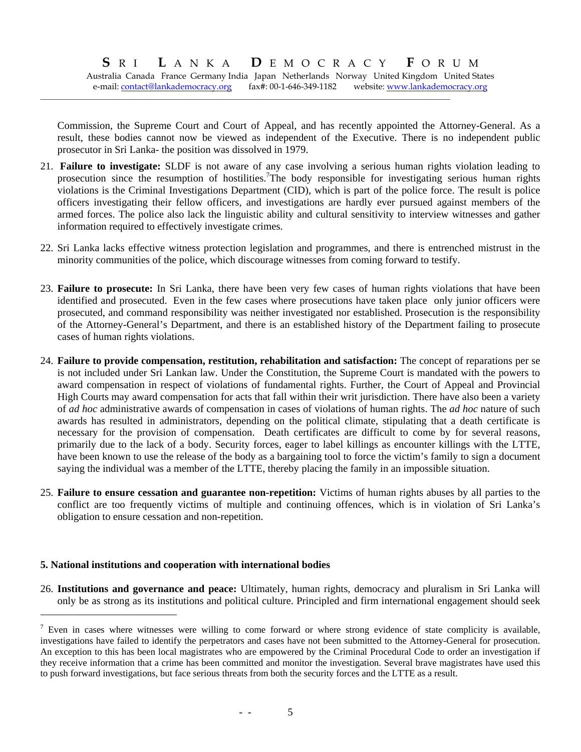Commission, the Supreme Court and Court of Appeal, and has recently appointed the Attorney-General. As a result, these bodies cannot now be viewed as independent of the Executive. There is no independent public prosecutor in Sri Lanka- the position was dissolved in 1979.

21. **Failure to investigate:** SLDF is not aware of any case involving a serious human rights violation leading to prosecution since the resumption of hostilities.[7] The body responsible for investigating serious human rights violations is the Criminal Investigations Department (CID), which is part of the police force. The result is police officers investigating their fellow officers, and investigations are hardly ever pursued against members of the armed forces. The police also lack the linguistic ability and cultural sensitivity to interview witnesses and gather information required to effectively investigate crimes.

22. Sri Lanka lacks effective witness protection legislation and programmes, and there is entrenched mistrust in the minority communities of the police, which discourage witnesses from coming forward to testify.

23. **Failure to prosecute:** In Sri Lanka, there have been very few cases of human rights violations that have been identified and prosecuted. Even in the few cases where prosecutions have taken place only junior officers were prosecuted, and command responsibility was neither investigated nor established. Prosecution is the responsibility of the Attorney-General's Department, and there is an established history of the Department failing to prosecute cases of human rights violations.

24. **Failure to provide compensation, restitution, rehabilitation and satisfaction:** The concept of reparations per se is not included under Sri Lankan law. Under the Constitution, the Supreme Court is mandated with the powers to award compensation in respect of violations of fundamental rights. Further, the Court of Appeal and Provincial High Courts may award compensation for acts that fall within their writ jurisdiction. There have also been a variety of *ad hoc* administrative awards of compensation in cases of violations of human rights. The *ad hoc* nature of such awards has resulted in administrators, depending on the political climate, stipulating that a death certificate is necessary for the provision of compensation. Death certificates are difficult to come by for several reasons, primarily due to the lack of a body. Security forces, eager to label killings as encounter killings with the LTTE, have been known to use the release of the body as a bargaining tool to force the victim's family to sign a document saying the individual was a member of the LTTE, thereby placing the family in an impossible situation.

25. **Failure to ensure cessation and guarantee non-repetition:** Victims of human rights abuses by all parties to the conflict are too frequently victims of multiple and continuing offences, which is in violation of Sri Lanka's obligation to ensure cessation and non-repetition.

### 5. National institutions and cooperation with international bodies

26. **Institutions and governance and peace:** Ultimately, human rights, democracy and pluralism in Sri Lanka will only be as strong as its institutions and political culture. Principled and firm international engagement should seek

---

[7] Even in cases where witnesses were willing to come forward or where strong evidence of state complicity is available, investigations have failed to identify the perpetrators and cases have not been submitted to the Attorney-General for prosecution. An exception to this has been local magistrates who are empowered by the Criminal Procedural Code to order an investigation if they receive information that a crime has been committed and monitor the investigation. Several brave magistrates have used this to push forward investigations, but face serious threats from both the security forces and the LTTE as a result.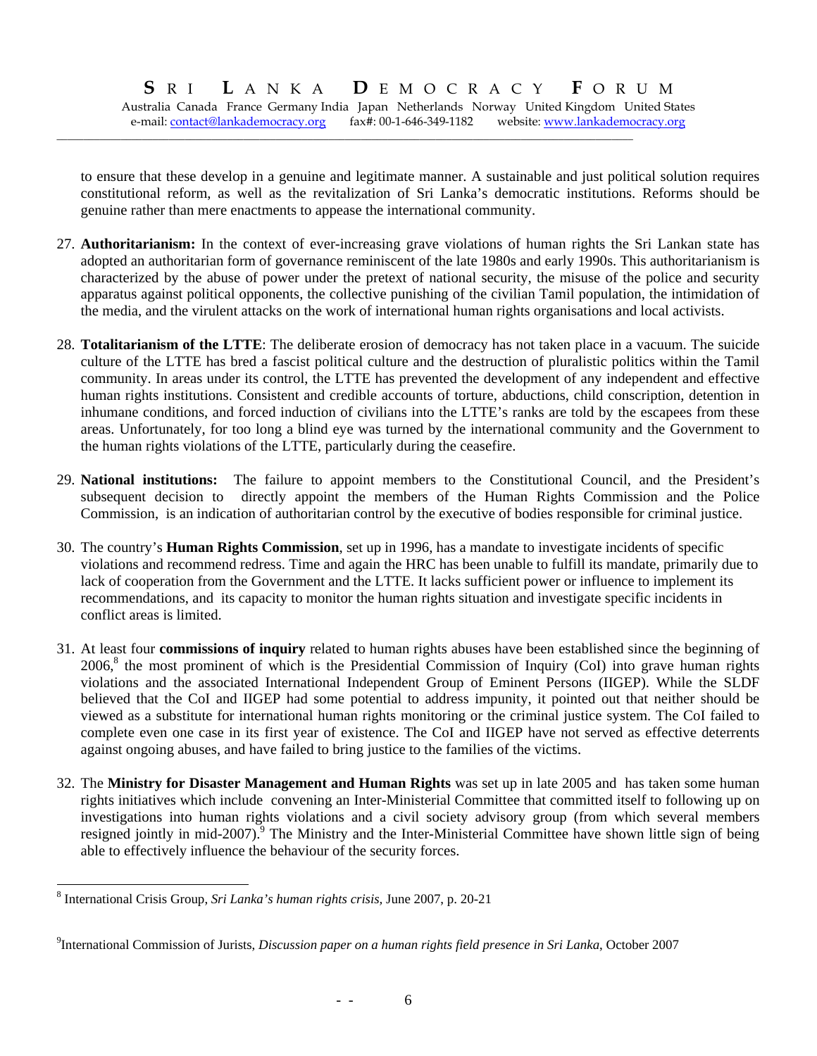to ensure that these develop in a genuine and legitimate manner. A sustainable and just political solution requires constitutional reform, as well as the revitalization of Sri Lanka's democratic institutions. Reforms should be genuine rather than mere enactments to appease the international community.

27. **Authoritarianism:** In the context of ever-increasing grave violations of human rights the Sri Lankan state has adopted an authoritarian form of governance reminiscent of the late 1980s and early 1990s. This authoritarianism is characterized by the abuse of power under the pretext of national security, the misuse of the police and security apparatus against political opponents, the collective punishing of the civilian Tamil population, the intimidation of the media, and the virulent attacks on the work of international human rights organisations and local activists.

28. **Totalitarianism of the LTTE**: The deliberate erosion of democracy has not taken place in a vacuum. The suicide culture of the LTTE has bred a fascist political culture and the destruction of pluralistic politics within the Tamil community. In areas under its control, the LTTE has prevented the development of any independent and effective human rights institutions. Consistent and credible accounts of torture, abductions, child conscription, detention in inhumane conditions, and forced induction of civilians into the LTTE's ranks are told by the escapees from these areas. Unfortunately, for too long a blind eye was turned by the international community and the Government to the human rights violations of the LTTE, particularly during the ceasefire.

29. **National institutions:** The failure to appoint members to the Constitutional Council, and the President's subsequent decision to directly appoint the members of the Human Rights Commission and the Police Commission, is an indication of authoritarian control by the executive of bodies responsible for criminal justice.

30. The country's **Human Rights Commission**, set up in 1996, has a mandate to investigate incidents of specific violations and recommend redress. Time and again the HRC has been unable to fulfill its mandate, primarily due to lack of cooperation from the Government and the LTTE. It lacks sufficient power or influence to implement its recommendations, and its capacity to monitor the human rights situation and investigate specific incidents in conflict areas is limited.

31. At least four **commissions of inquiry** related to human rights abuses have been established since the beginning of 2006,[8] the most prominent of which is the Presidential Commission of Inquiry (CoI) into grave human rights violations and the associated International Independent Group of Eminent Persons (IIGEP). While the SLDF believed that the CoI and IIGEP had some potential to address impunity, it pointed out that neither should be viewed as a substitute for international human rights monitoring or the criminal justice system. The CoI failed to complete even one case in its first year of existence. The CoI and IIGEP have not served as effective deterrents against ongoing abuses, and have failed to bring justice to the families of the victims.

32. The **Ministry for Disaster Management and Human Rights** was set up in late 2005 and has taken some human rights initiatives which include convening an Inter-Ministerial Committee that committed itself to following up on investigations into human rights violations and a civil society advisory group (from which several members resigned jointly in mid-2007).[9] The Ministry and the Inter-Ministerial Committee have shown little sign of being able to effectively influence the behaviour of the security forces.

---

[8] International Crisis Group, *Sri Lanka's human rights crisis*, June 2007, p. 20-21

[9] International Commission of Jurists, *Discussion paper on a human rights field presence in Sri Lanka*, October 2007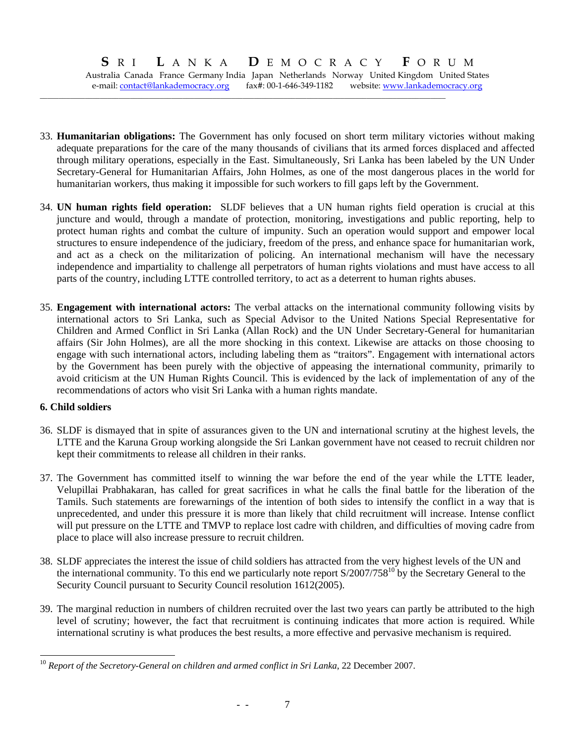33. **Humanitarian obligations:** The Government has only focused on short term military victories without making adequate preparations for the care of the many thousands of civilians that its armed forces displaced and affected through military operations, especially in the East. Simultaneously, Sri Lanka has been labeled by the UN Under Secretary-General for Humanitarian Affairs, John Holmes, as one of the most dangerous places in the world for humanitarian workers, thus making it impossible for such workers to fill gaps left by the Government.

34. **UN human rights field operation:** SLDF believes that a UN human rights field operation is crucial at this juncture and would, through a mandate of protection, monitoring, investigations and public reporting, help to protect human rights and combat the culture of impunity. Such an operation would support and empower local structures to ensure independence of the judiciary, freedom of the press, and enhance space for humanitarian work, and act as a check on the militarization of policing. An international mechanism will have the necessary independence and impartiality to challenge all perpetrators of human rights violations and must have access to all parts of the country, including LTTE controlled territory, to act as a deterrent to human rights abuses.

35. **Engagement with international actors:** The verbal attacks on the international community following visits by international actors to Sri Lanka, such as Special Advisor to the United Nations Special Representative for Children and Armed Conflict in Sri Lanka (Allan Rock) and the UN Under Secretary-General for humanitarian affairs (Sir John Holmes), are all the more shocking in this context. Likewise are attacks on those choosing to engage with such international actors, including labeling them as "traitors". Engagement with international actors by the Government has been purely with the objective of appeasing the international community, primarily to avoid criticism at the UN Human Rights Council. This is evidenced by the lack of implementation of any of the recommendations of actors who visit Sri Lanka with a human rights mandate.

**6. Child soldiers**

36. SLDF is dismayed that in spite of assurances given to the UN and international scrutiny at the highest levels, the LTTE and the Karuna Group working alongside the Sri Lankan government have not ceased to recruit children nor kept their commitments to release all children in their ranks.

37. The Government has committed itself to winning the war before the end of the year while the LTTE leader, Velupillai Prabhakaran, has called for great sacrifices in what he calls the final battle for the liberation of the Tamils. Such statements are forewarnings of the intention of both sides to intensify the conflict in a way that is unprecedented, and under this pressure it is more than likely that child recruitment will increase. Intense conflict will put pressure on the LTTE and TMVP to replace lost cadre with children, and difficulties of moving cadre from place to place will also increase pressure to recruit children.

38. SLDF appreciates the interest the issue of child soldiers has attracted from the very highest levels of the UN and the international community. To this end we particularly note report S/2007/758[10] by the Secretary General to the Security Council pursuant to Security Council resolution 1612(2005).

39. The marginal reduction in numbers of children recruited over the last two years can partly be attributed to the high level of scrutiny; however, the fact that recruitment is continuing indicates that more action is required. While international scrutiny is what produces the best results, a more effective and pervasive mechanism is required.

---

[10] *Report of the Secretory-General on children and armed conflict in Sri Lanka*, 22 December 2007.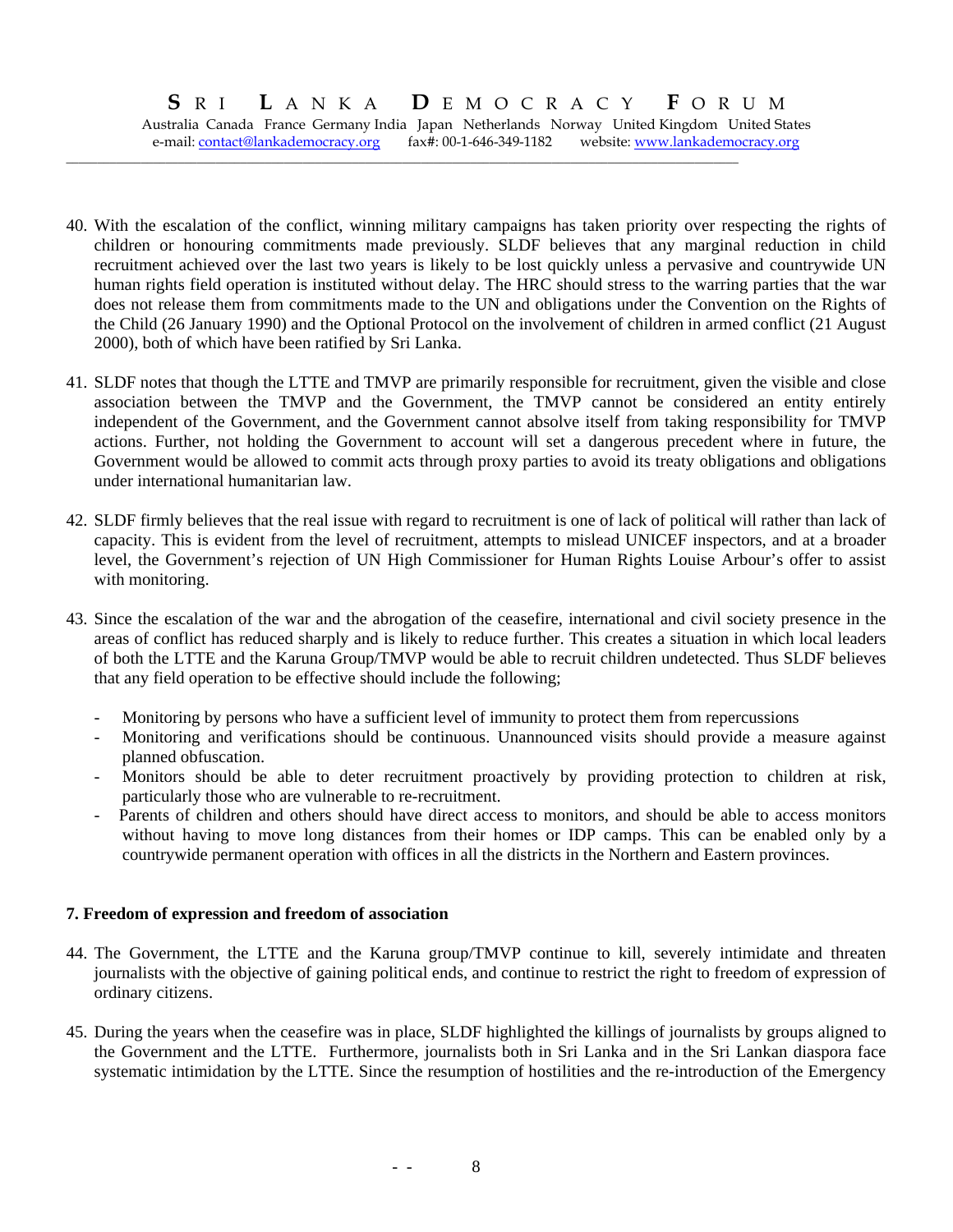40. With the escalation of the conflict, winning military campaigns has taken priority over respecting the rights of children or honouring commitments made previously. SLDF believes that any marginal reduction in child recruitment achieved over the last two years is likely to be lost quickly unless a pervasive and countrywide UN human rights field operation is instituted without delay. The HRC should stress to the warring parties that the war does not release them from commitments made to the UN and obligations under the Convention on the Rights of the Child (26 January 1990) and the Optional Protocol on the involvement of children in armed conflict (21 August 2000), both of which have been ratified by Sri Lanka.

41. SLDF notes that though the LTTE and TMVP are primarily responsible for recruitment, given the visible and close association between the TMVP and the Government, the TMVP cannot be considered an entity entirely independent of the Government, and the Government cannot absolve itself from taking responsibility for TMVP actions. Further, not holding the Government to account will set a dangerous precedent where in future, the Government would be allowed to commit acts through proxy parties to avoid its treaty obligations and obligations under international humanitarian law.

42. SLDF firmly believes that the real issue with regard to recruitment is one of lack of political will rather than lack of capacity. This is evident from the level of recruitment, attempts to mislead UNICEF inspectors, and at a broader level, the Government's rejection of UN High Commissioner for Human Rights Louise Arbour's offer to assist with monitoring.

43. Since the escalation of the war and the abrogation of the ceasefire, international and civil society presence in the areas of conflict has reduced sharply and is likely to reduce further. This creates a situation in which local leaders of both the LTTE and the Karuna Group/TMVP would be able to recruit children undetected. Thus SLDF believes that any field operation to be effective should include the following;

    - Monitoring by persons who have a sufficient level of immunity to protect them from repercussions
    - Monitoring and verifications should be continuous. Unannounced visits should provide a measure against planned obfuscation.
    - Monitors should be able to deter recruitment proactively by providing protection to children at risk, particularly those who are vulnerable to re-recruitment.
    - Parents of children and others should have direct access to monitors, and should be able to access monitors without having to move long distances from their homes or IDP camps. This can be enabled only by a countrywide permanent operation with offices in all the districts in the Northern and Eastern provinces.

**7. Freedom of expression and freedom of association**

44. The Government, the LTTE and the Karuna group/TMVP continue to kill, severely intimidate and threaten journalists with the objective of gaining political ends, and continue to restrict the right to freedom of expression of ordinary citizens.

45. During the years when the ceasefire was in place, SLDF highlighted the killings of journalists by groups aligned to the Government and the LTTE. Furthermore, journalists both in Sri Lanka and in the Sri Lankan diaspora face systematic intimidation by the LTTE. Since the resumption of hostilities and the re-introduction of the Emergency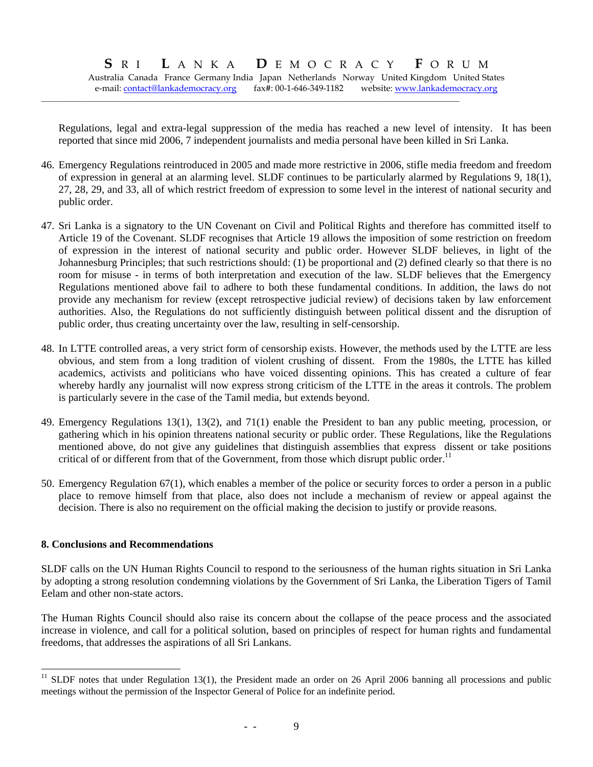Regulations, legal and extra-legal suppression of the media has reached a new level of intensity. It has been reported that since mid 2006, 7 independent journalists and media personal have been killed in Sri Lanka.

46. Emergency Regulations reintroduced in 2005 and made more restrictive in 2006, stifle media freedom and freedom of expression in general at an alarming level. SLDF continues to be particularly alarmed by Regulations 9, 18(1), 27, 28, 29, and 33, all of which restrict freedom of expression to some level in the interest of national security and public order.

47. Sri Lanka is a signatory to the UN Covenant on Civil and Political Rights and therefore has committed itself to Article 19 of the Covenant. SLDF recognises that Article 19 allows the imposition of some restriction on freedom of expression in the interest of national security and public order. However SLDF believes, in light of the Johannesburg Principles; that such restrictions should: (1) be proportional and (2) defined clearly so that there is no room for misuse - in terms of both interpretation and execution of the law. SLDF believes that the Emergency Regulations mentioned above fail to adhere to both these fundamental conditions. In addition, the laws do not provide any mechanism for review (except retrospective judicial review) of decisions taken by law enforcement authorities. Also, the Regulations do not sufficiently distinguish between political dissent and the disruption of public order, thus creating uncertainty over the law, resulting in self-censorship.

48. In LTTE controlled areas, a very strict form of censorship exists. However, the methods used by the LTTE are less obvious, and stem from a long tradition of violent crushing of dissent. From the 1980s, the LTTE has killed academics, activists and politicians who have voiced dissenting opinions. This has created a culture of fear whereby hardly any journalist will now express strong criticism of the LTTE in the areas it controls. The problem is particularly severe in the case of the Tamil media, but extends beyond.

49. Emergency Regulations 13(1), 13(2), and 71(1) enable the President to ban any public meeting, procession, or gathering which in his opinion threatens national security or public order. These Regulations, like the Regulations mentioned above, do not give any guidelines that distinguish assemblies that express dissent or take positions critical of or different from that of the Government, from those which disrupt public order.[11]

50. Emergency Regulation 67(1), which enables a member of the police or security forces to order a person in a public place to remove himself from that place, also does not include a mechanism of review or appeal against the decision. There is also no requirement on the official making the decision to justify or provide reasons.

**8. Conclusions and Recommendations**

SLDF calls on the UN Human Rights Council to respond to the seriousness of the human rights situation in Sri Lanka by adopting a strong resolution condemning violations by the Government of Sri Lanka, the Liberation Tigers of Tamil Eelam and other non-state actors.

The Human Rights Council should also raise its concern about the collapse of the peace process and the associated increase in violence, and call for a political solution, based on principles of respect for human rights and fundamental freedoms, that addresses the aspirations of all Sri Lankans.

---

[11] SLDF notes that under Regulation 13(1), the President made an order on 26 April 2006 banning all processions and public meetings without the permission of the Inspector General of Police for an indefinite period.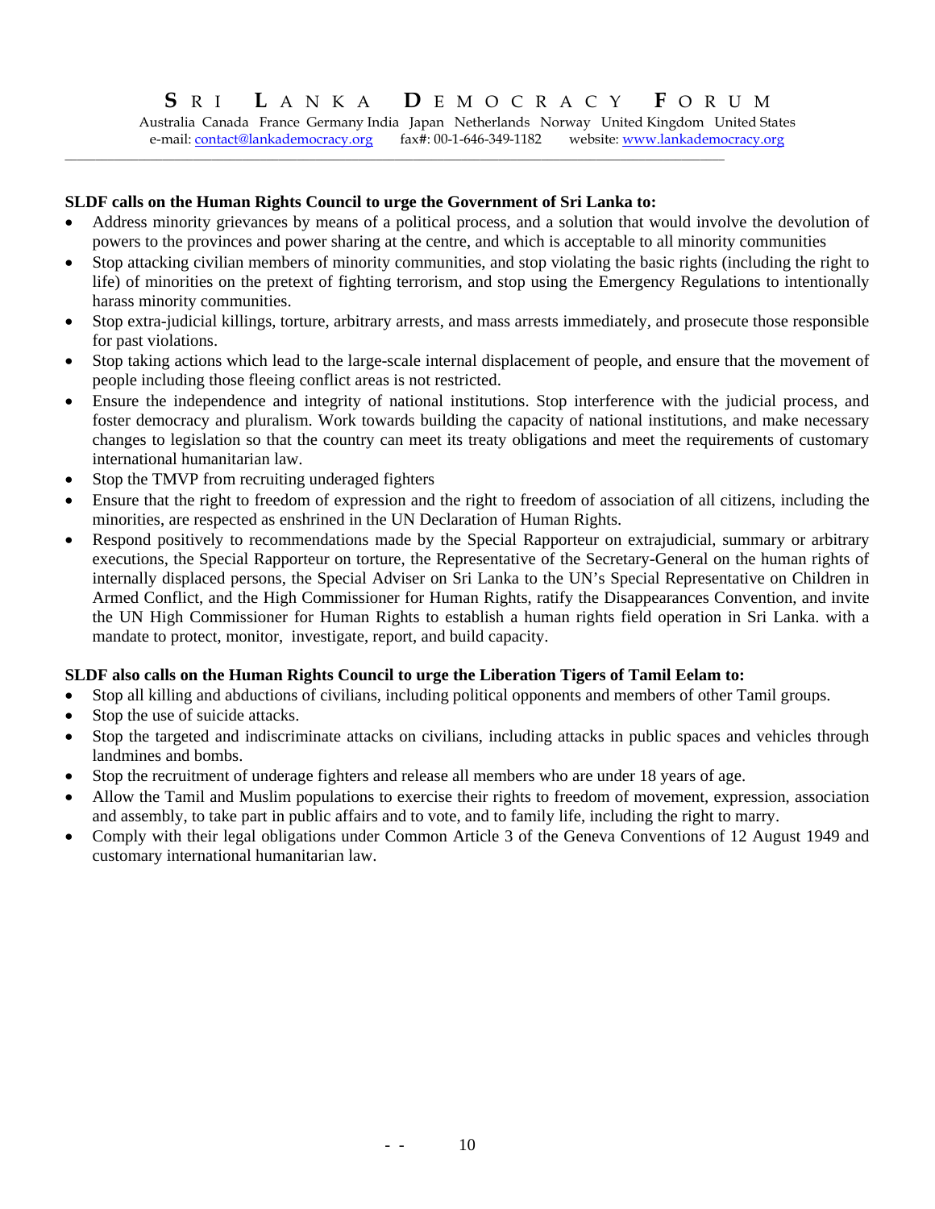# SRI LANKA DEMOCRACY FORUM

Australia Canada France Germany India Japan Netherlands Norway United Kingdom United States
e-mail: contact@lankademocracy.org fax#: 00-1-646-349-1182 website: www.lankademocracy.org

**SLDF calls on the Human Rights Council to urge the Government of Sri Lanka to:**

- Address minority grievances by means of a political process, and a solution that would involve the devolution of powers to the provinces and power sharing at the centre, and which is acceptable to all minority communities
- Stop attacking civilian members of minority communities, and stop violating the basic rights (including the right to life) of minorities on the pretext of fighting terrorism, and stop using the Emergency Regulations to intentionally harass minority communities.
- Stop extra-judicial killings, torture, arbitrary arrests, and mass arrests immediately, and prosecute those responsible for past violations.
- Stop taking actions which lead to the large-scale internal displacement of people, and ensure that the movement of people including those fleeing conflict areas is not restricted.
- Ensure the independence and integrity of national institutions. Stop interference with the judicial process, and foster democracy and pluralism. Work towards building the capacity of national institutions, and make necessary changes to legislation so that the country can meet its treaty obligations and meet the requirements of customary international humanitarian law.
- Stop the TMVP from recruiting underaged fighters
- Ensure that the right to freedom of expression and the right to freedom of association of all citizens, including the minorities, are respected as enshrined in the UN Declaration of Human Rights.
- Respond positively to recommendations made by the Special Rapporteur on extrajudicial, summary or arbitrary executions, the Special Rapporteur on torture, the Representative of the Secretary-General on the human rights of internally displaced persons, the Special Adviser on Sri Lanka to the UN's Special Representative on Children in Armed Conflict, and the High Commissioner for Human Rights, ratify the Disappearances Convention, and invite the UN High Commissioner for Human Rights to establish a human rights field operation in Sri Lanka. with a mandate to protect, monitor, investigate, report, and build capacity.

**SLDF also calls on the Human Rights Council to urge the Liberation Tigers of Tamil Eelam to:**

- Stop all killing and abductions of civilians, including political opponents and members of other Tamil groups.
- Stop the use of suicide attacks.
- Stop the targeted and indiscriminate attacks on civilians, including attacks in public spaces and vehicles through landmines and bombs.
- Stop the recruitment of underage fighters and release all members who are under 18 years of age.
- Allow the Tamil and Muslim populations to exercise their rights to freedom of movement, expression, association and assembly, to take part in public affairs and to vote, and to family life, including the right to marry.
- Comply with their legal obligations under Common Article 3 of the Geneva Conventions of 12 August 1949 and customary international humanitarian law.